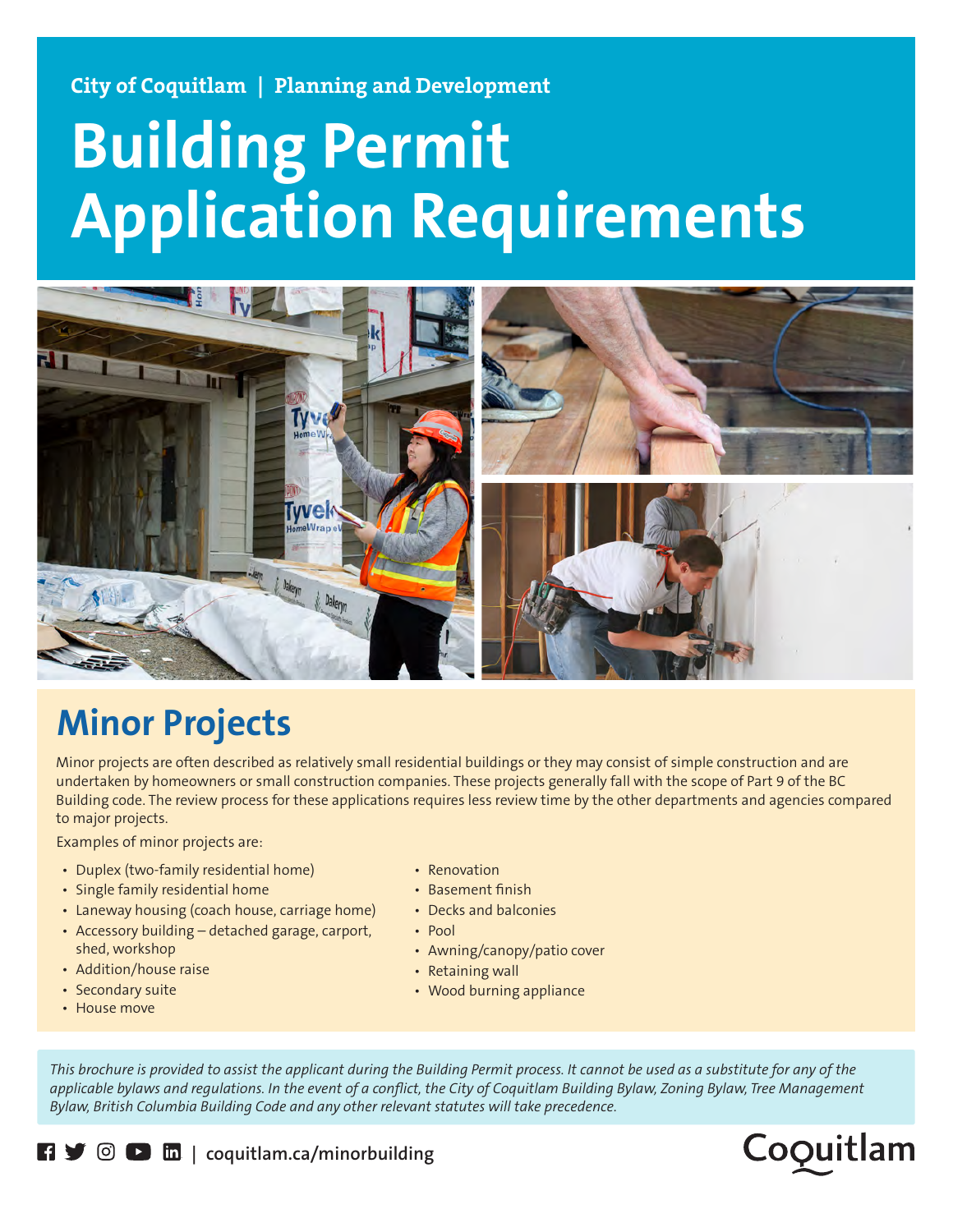City of Coquitlam | Planning and Development

# Building Permit Application Requirements

## Minor Projects

Minor projects are often described as relatively small residential buildings or they may consist of simple construction and are undertaken by homeowners or small construction companies. These projects generally fall with the scope of Part 9 of the BC Building code. The review process for these applications requires less review time by the other departments and agencies compared to major projects.

Examples of minor projects are:

- Duplex (two-family residential home)
- Single family residential home
- Laneway housing (coach house, carriage home)
- Accessory building – detached garage, carport, shed, workshop
- Addition/house raise
- Secondary suite
- House move
- Renovation
- Basement finish
- Decks and balconies
- Pool
- Awning/canopy/patio cover
- Retaining wall
- Wood burning appliance

*This brochure is provided to assist the applicant during the Building Permit process. It cannot be used as a substitute for any of the applicable bylaws and regulations. In the event of a conflict, the City of Coquitlam Building Bylaw, Zoning Bylaw, Tree Management Bylaw, British Columbia Building Code and any other relevant statutes will take precedence.*

coquitlam.ca/minorbuilding

Coquitlam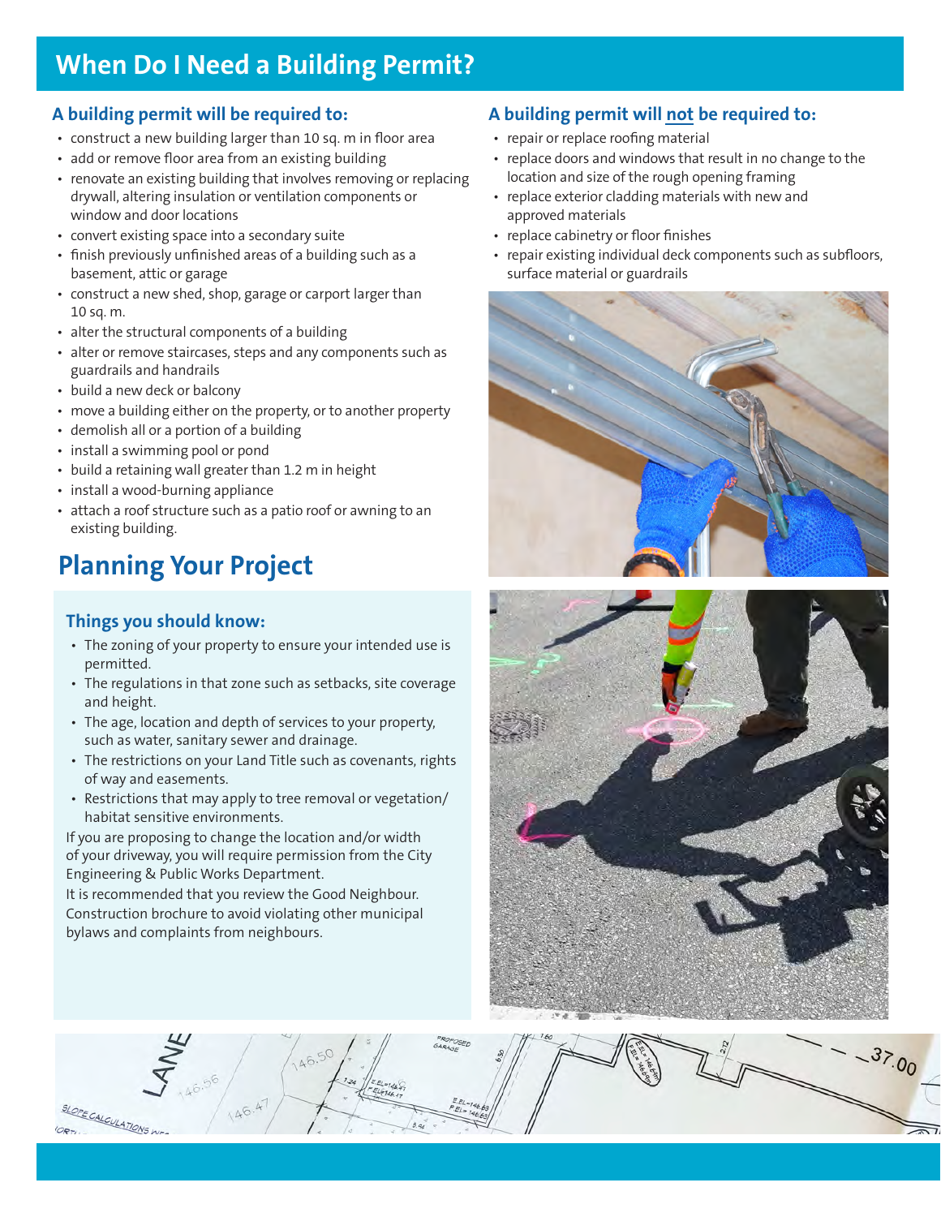# When Do I Need a Building Permit?

### A building permit will be required to:

- construct a new building larger than 10 sq. m in floor area
- add or remove floor area from an existing building
- renovate an existing building that involves removing or replacing drywall, altering insulation or ventilation components or window and door locations
- convert existing space into a secondary suite
- finish previously unfinished areas of a building such as a basement, attic or garage
- construct a new shed, shop, garage or carport larger than 10 sq. m.
- alter the structural components of a building
- alter or remove staircases, steps and any components such as guardrails and handrails
- build a new deck or balcony
- move a building either on the property, or to another property
- demolish all or a portion of a building
- install a swimming pool or pond
- build a retaining wall greater than 1.2 m in height
- install a wood-burning appliance
- attach a roof structure such as a patio roof or awning to an existing building.

### A building permit will not be required to:

- repair or replace roofing material
- replace doors and windows that result in no change to the location and size of the rough opening framing
- replace exterior cladding materials with new and approved materials
- replace cabinetry or floor finishes
- repair existing individual deck components such as subfloors, surface material or guardrails

## Planning Your Project

### Things you should know:

- The zoning of your property to ensure your intended use is permitted.
- The regulations in that zone such as setbacks, site coverage and height.
- The age, location and depth of services to your property, such as water, sanitary sewer and drainage.
- The restrictions on your Land Title such as covenants, rights of way and easements.
- Restrictions that may apply to tree removal or vegetation/habitat sensitive environments.

If you are proposing to change the location and/or width of your driveway, you will require permission from the City Engineering & Public Works Department.

It is recommended that you review the Good Neighbour. Construction brochure to avoid violating other municipal bylaws and complaints from neighbours.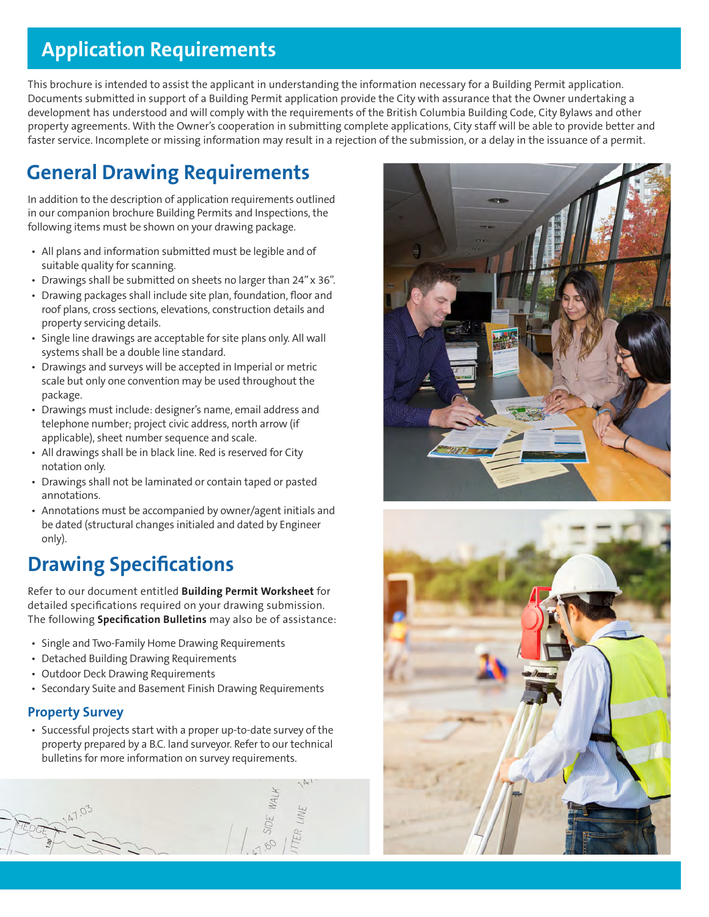## Application Requirements

This brochure is intended to assist the applicant in understanding the information necessary for a Building Permit application. Documents submitted in support of a Building Permit application provide the City with assurance that the Owner undertaking a development has understood and will comply with the requirements of the British Columbia Building Code, City Bylaws and other property agreements. With the Owner's cooperation in submitting complete applications, City staff will be able to provide better and faster service. Incomplete or missing information may result in a rejection of the submission, or a delay in the issuance of a permit.

## General Drawing Requirements

In addition to the description of application requirements outlined in our companion brochure Building Permits and Inspections, the following items must be shown on your drawing package.

- All plans and information submitted must be legible and of suitable quality for scanning.
- Drawings shall be submitted on sheets no larger than 24" x 36".
- Drawing packages shall include site plan, foundation, floor and roof plans, cross sections, elevations, construction details and property servicing details.
- Single line drawings are acceptable for site plans only. All wall systems shall be a double line standard.
- Drawings and surveys will be accepted in Imperial or metric scale but only one convention may be used throughout the package.
- Drawings must include: designer's name, email address and telephone number; project civic address, north arrow (if applicable), sheet number sequence and scale.
- All drawings shall be in black line. Red is reserved for City notation only.
- Drawings shall not be laminated or contain taped or pasted annotations.
- Annotations must be accompanied by owner/agent initials and be dated (structural changes initialed and dated by Engineer only).

## Drawing Specifications

Refer to our document entitled **Building Permit Worksheet** for detailed specifications required on your drawing submission. The following **Specification Bulletins** may also be of assistance:

- Single and Two-Family Home Drawing Requirements
- Detached Building Drawing Requirements
- Outdoor Deck Drawing Requirements
- Secondary Suite and Basement Finish Drawing Requirements

### Property Survey

- Successful projects start with a proper up-to-date survey of the property prepared by a B.C. land surveyor. Refer to our technical bulletins for more information on survey requirements.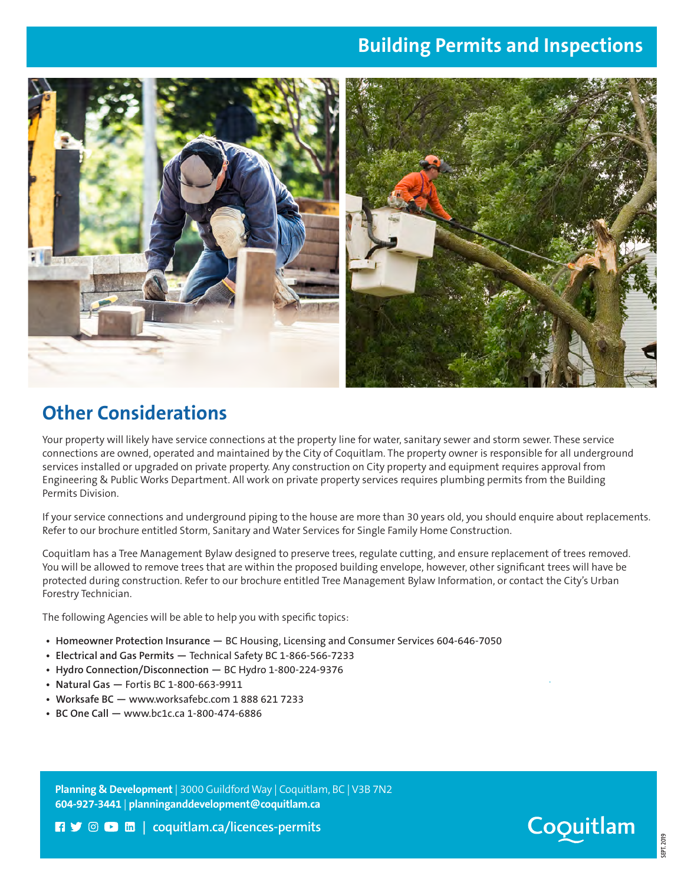# Building Permits and Inspections

## Other Considerations

Your property will likely have service connections at the property line for water, sanitary sewer and storm sewer. These service connections are owned, operated and maintained by the City of Coquitlam. The property owner is responsible for all underground services installed or upgraded on private property. Any construction on City property and equipment requires approval from Engineering & Public Works Department. All work on private property services requires plumbing permits from the Building Permits Division.

If your service connections and underground piping to the house are more than 30 years old, you should enquire about replacements. Refer to our brochure entitled Storm, Sanitary and Water Services for Single Family Home Construction.

Coquitlam has a Tree Management Bylaw designed to preserve trees, regulate cutting, and ensure replacement of trees removed. You will be allowed to remove trees that are within the proposed building envelope, however, other significant trees will have be protected during construction. Refer to our brochure entitled Tree Management Bylaw Information, or contact the City's Urban Forestry Technician.

The following Agencies will be able to help you with specific topics:

- **Homeowner Protection Insurance** — BC Housing, Licensing and Consumer Services 604-646-7050
- **Electrical and Gas Permits** — Technical Safety BC 1-866-566-7233
- **Hydro Connection/Disconnection** — BC Hydro 1-800-224-9376
- **Natural Gas** — Fortis BC 1-800-663-9911
- **Worksafe BC** — www.worksafebc.com 1 888 621 7233
- **BC One Call** — www.bc1c.ca 1-800-474-6886

**Planning & Development** | 3000 Guildford Way | Coquitlam, BC | V3B 7N2
**604-927-3441** | **planninganddevelopment@coquitlam.ca**

| **coquitlam.ca/licences-permits**

Coquitlam

SEPT. 2019